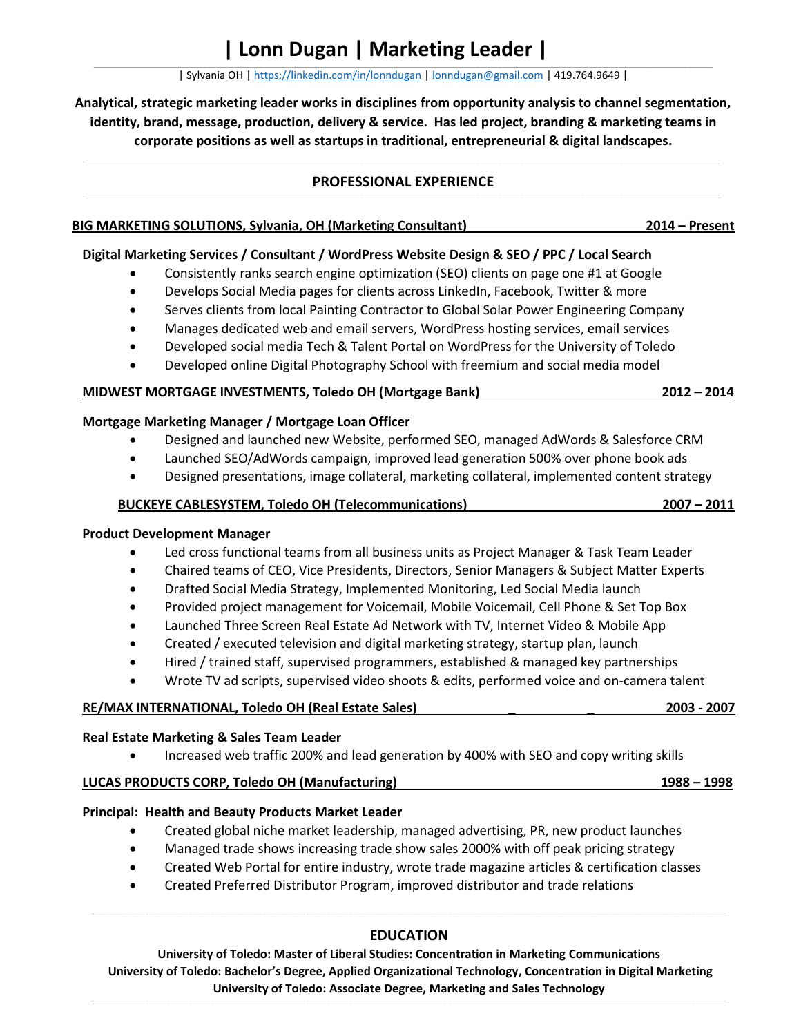# | Lonn Dugan | Marketing Leader |

| Sylvania OH | https://linkedin.com/in/lonndugan | lonndugan@gmail.com | 419.764.9649 |

**Analytical, strategic marketing leader works in disciplines from opportunity analysis to channel segmentation, identity, brand, message, production, delivery & service. Has led project, branding & marketing teams in corporate positions as well as startups in traditional, entrepreneurial & digital landscapes.**

## PROFESSIONAL EXPERIENCE

### BIG MARKETING SOLUTIONS, Sylvania, OH (Marketing Consultant) — 2014 – Present

**Digital Marketing Services / Consultant / WordPress Website Design & SEO / PPC / Local Search**

- Consistently ranks search engine optimization (SEO) clients on page one #1 at Google
- Develops Social Media pages for clients across LinkedIn, Facebook, Twitter & more
- Serves clients from local Painting Contractor to Global Solar Power Engineering Company
- Manages dedicated web and email servers, WordPress hosting services, email services
- Developed social media Tech & Talent Portal on WordPress for the University of Toledo
- Developed online Digital Photography School with freemium and social media model

### MIDWEST MORTGAGE INVESTMENTS, Toledo OH (Mortgage Bank) — 2012 – 2014

**Mortgage Marketing Manager / Mortgage Loan Officer**

- Designed and launched new Website, performed SEO, managed AdWords & Salesforce CRM
- Launched SEO/AdWords campaign, improved lead generation 500% over phone book ads
- Designed presentations, image collateral, marketing collateral, implemented content strategy

### BUCKEYE CABLESYSTEM, Toledo OH (Telecommunications) — 2007 – 2011

**Product Development Manager**

- Led cross functional teams from all business units as Project Manager & Task Team Leader
- Chaired teams of CEO, Vice Presidents, Directors, Senior Managers & Subject Matter Experts
- Drafted Social Media Strategy, Implemented Monitoring, Led Social Media launch
- Provided project management for Voicemail, Mobile Voicemail, Cell Phone & Set Top Box
- Launched Three Screen Real Estate Ad Network with TV, Internet Video & Mobile App
- Created / executed television and digital marketing strategy, startup plan, launch
- Hired / trained staff, supervised programmers, established & managed key partnerships
- Wrote TV ad scripts, supervised video shoots & edits, performed voice and on-camera talent

### RE/MAX INTERNATIONAL, Toledo OH (Real Estate Sales) — 2003 - 2007

**Real Estate Marketing & Sales Team Leader**

- Increased web traffic 200% and lead generation by 400% with SEO and copy writing skills

### LUCAS PRODUCTS CORP, Toledo OH (Manufacturing) — 1988 – 1998

**Principal: Health and Beauty Products Market Leader**

- Created global niche market leadership, managed advertising, PR, new product launches
- Managed trade shows increasing trade show sales 2000% with off peak pricing strategy
- Created Web Portal for entire industry, wrote trade magazine articles & certification classes
- Created Preferred Distributor Program, improved distributor and trade relations

## EDUCATION

**University of Toledo: Master of Liberal Studies: Concentration in Marketing Communications**
**University of Toledo: Bachelor's Degree, Applied Organizational Technology, Concentration in Digital Marketing**
**University of Toledo: Associate Degree, Marketing and Sales Technology**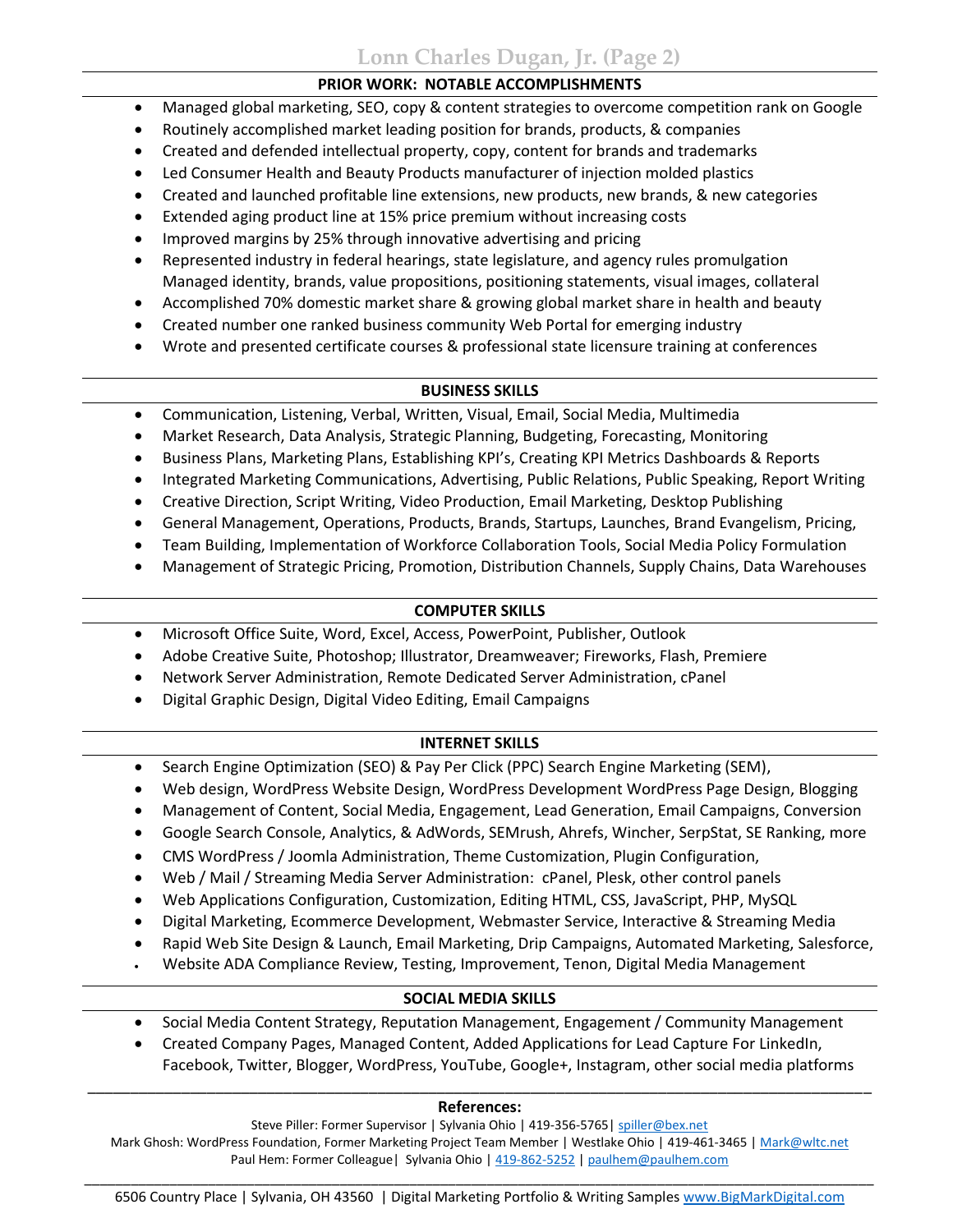## PRIOR WORK: NOTABLE ACCOMPLISHMENTS

- Managed global marketing, SEO, copy & content strategies to overcome competition rank on Google
- Routinely accomplished market leading position for brands, products, & companies
- Created and defended intellectual property, copy, content for brands and trademarks
- Led Consumer Health and Beauty Products manufacturer of injection molded plastics
- Created and launched profitable line extensions, new products, new brands, & new categories
- Extended aging product line at 15% price premium without increasing costs
- Improved margins by 25% through innovative advertising and pricing
- Represented industry in federal hearings, state legislature, and agency rules promulgation
  Managed identity, brands, value propositions, positioning statements, visual images, collateral
- Accomplished 70% domestic market share & growing global market share in health and beauty
- Created number one ranked business community Web Portal for emerging industry
- Wrote and presented certificate courses & professional state licensure training at conferences

## BUSINESS SKILLS

- Communication, Listening, Verbal, Written, Visual, Email, Social Media, Multimedia
- Market Research, Data Analysis, Strategic Planning, Budgeting, Forecasting, Monitoring
- Business Plans, Marketing Plans, Establishing KPI's, Creating KPI Metrics Dashboards & Reports
- Integrated Marketing Communications, Advertising, Public Relations, Public Speaking, Report Writing
- Creative Direction, Script Writing, Video Production, Email Marketing, Desktop Publishing
- General Management, Operations, Products, Brands, Startups, Launches, Brand Evangelism, Pricing,
- Team Building, Implementation of Workforce Collaboration Tools, Social Media Policy Formulation
- Management of Strategic Pricing, Promotion, Distribution Channels, Supply Chains, Data Warehouses

## COMPUTER SKILLS

- Microsoft Office Suite, Word, Excel, Access, PowerPoint, Publisher, Outlook
- Adobe Creative Suite, Photoshop; Illustrator, Dreamweaver; Fireworks, Flash, Premiere
- Network Server Administration, Remote Dedicated Server Administration, cPanel
- Digital Graphic Design, Digital Video Editing, Email Campaigns

## INTERNET SKILLS

- Search Engine Optimization (SEO) & Pay Per Click (PPC) Search Engine Marketing (SEM),
- Web design, WordPress Website Design, WordPress Development WordPress Page Design, Blogging
- Management of Content, Social Media, Engagement, Lead Generation, Email Campaigns, Conversion
- Google Search Console, Analytics, & AdWords, SEMrush, Ahrefs, Wincher, SerpStat, SE Ranking, more
- CMS WordPress / Joomla Administration, Theme Customization, Plugin Configuration,
- Web / Mail / Streaming Media Server Administration: cPanel, Plesk, other control panels
- Web Applications Configuration, Customization, Editing HTML, CSS, JavaScript, PHP, MySQL
- Digital Marketing, Ecommerce Development, Webmaster Service, Interactive & Streaming Media
- Rapid Web Site Design & Launch, Email Marketing, Drip Campaigns, Automated Marketing, Salesforce,
- Website ADA Compliance Review, Testing, Improvement, Tenon, Digital Media Management

## SOCIAL MEDIA SKILLS

- Social Media Content Strategy, Reputation Management, Engagement / Community Management
- Created Company Pages, Managed Content, Added Applications for Lead Capture For LinkedIn, Facebook, Twitter, Blogger, WordPress, YouTube, Google+, Instagram, other social media platforms

---

**References:**

Steve Piller: Former Supervisor | Sylvania Ohio | 419-356-5765| spiller@bex.net

Mark Ghosh: WordPress Foundation, Former Marketing Project Team Member | Westlake Ohio | 419-461-3465 | Mark@wltc.net

Paul Hem: Former Colleague| Sylvania Ohio | 419-862-5252 | paulhem@paulhem.com

---

6506 Country Place | Sylvania, OH 43560 | Digital Marketing Portfolio & Writing Samples www.BigMarkDigital.com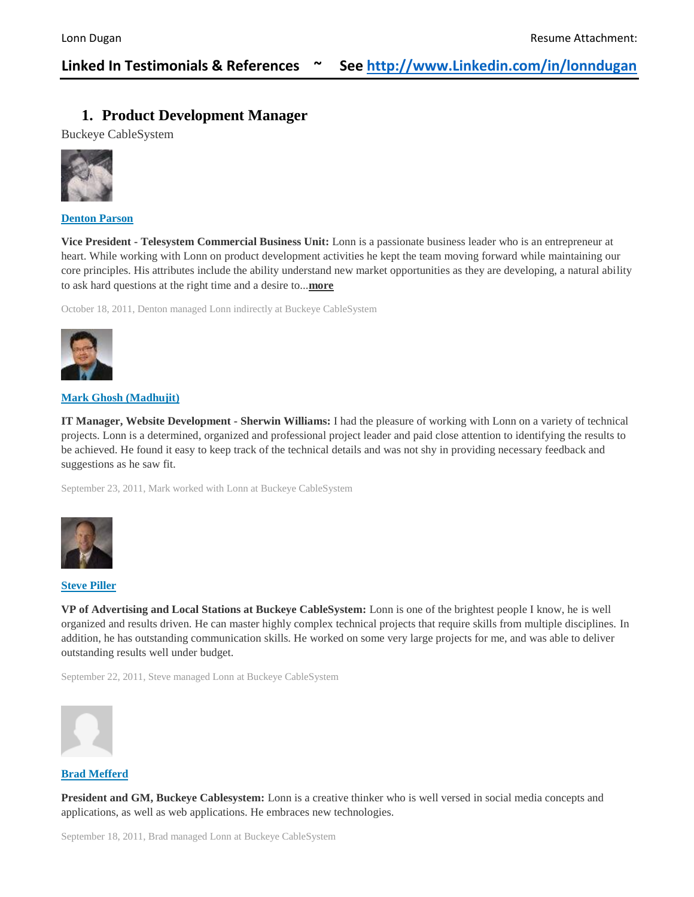## Linked In Testimonials & References ~ See [http://www.Linkedin.com/in/lonndugan](http://www.Linkedin.com/in/lonndugan)

### 1. Product Development Manager

Buckeye CableSystem

**Denton Parson**

**Vice President - Telesystem Commercial Business Unit:** Lonn is a passionate business leader who is an entrepreneur at heart. While working with Lonn on product development activities he kept the team moving forward while maintaining our core principles. His attributes include the ability understand new market opportunities as they are developing, a natural ability to ask hard questions at the right time and a desire to...**more**

October 18, 2011, Denton managed Lonn indirectly at Buckeye CableSystem

**Mark Ghosh (Madhujit)**

**IT Manager, Website Development - Sherwin Williams:** I had the pleasure of working with Lonn on a variety of technical projects. Lonn is a determined, organized and professional project leader and paid close attention to identifying the results to be achieved. He found it easy to keep track of the technical details and was not shy in providing necessary feedback and suggestions as he saw fit.

September 23, 2011, Mark worked with Lonn at Buckeye CableSystem

**Steve Piller**

**VP of Advertising and Local Stations at Buckeye CableSystem:** Lonn is one of the brightest people I know, he is well organized and results driven. He can master highly complex technical projects that require skills from multiple disciplines. In addition, he has outstanding communication skills. He worked on some very large projects for me, and was able to deliver outstanding results well under budget.

September 22, 2011, Steve managed Lonn at Buckeye CableSystem

**Brad Mefferd**

**President and GM, Buckeye Cablesystem:** Lonn is a creative thinker who is well versed in social media concepts and applications, as well as web applications. He embraces new technologies.

September 18, 2011, Brad managed Lonn at Buckeye CableSystem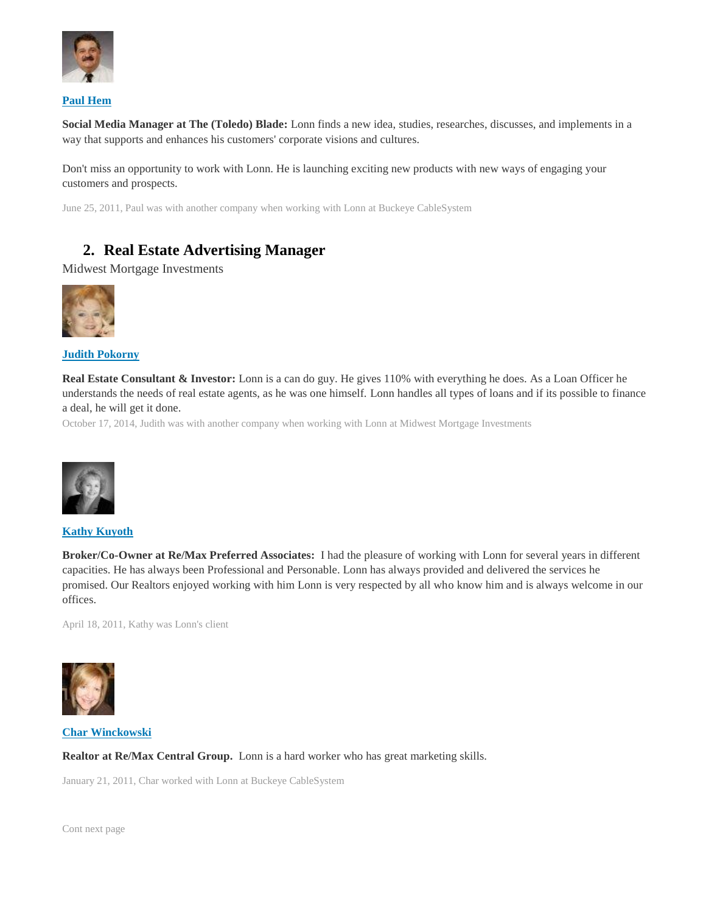**Paul Hem**

**Social Media Manager at The (Toledo) Blade:** Lonn finds a new idea, studies, researches, discusses, and implements in a way that supports and enhances his customers' corporate visions and cultures.

Don't miss an opportunity to work with Lonn. He is launching exciting new products with new ways of engaging your customers and prospects.

June 25, 2011, Paul was with another company when working with Lonn at Buckeye CableSystem

## 2. Real Estate Advertising Manager

Midwest Mortgage Investments

**Judith Pokorny**

**Real Estate Consultant & Investor:** Lonn is a can do guy. He gives 110% with everything he does. As a Loan Officer he understands the needs of real estate agents, as he was one himself. Lonn handles all types of loans and if its possible to finance a deal, he will get it done.

October 17, 2014, Judith was with another company when working with Lonn at Midwest Mortgage Investments

**Kathy Kuyoth**

**Broker/Co-Owner at Re/Max Preferred Associates:** I had the pleasure of working with Lonn for several years in different capacities. He has always been Professional and Personable. Lonn has always provided and delivered the services he promised. Our Realtors enjoyed working with him Lonn is very respected by all who know him and is always welcome in our offices.

April 18, 2011, Kathy was Lonn's client

**Char Winckowski**

**Realtor at Re/Max Central Group.** Lonn is a hard worker who has great marketing skills.

January 21, 2011, Char worked with Lonn at Buckeye CableSystem

Cont next page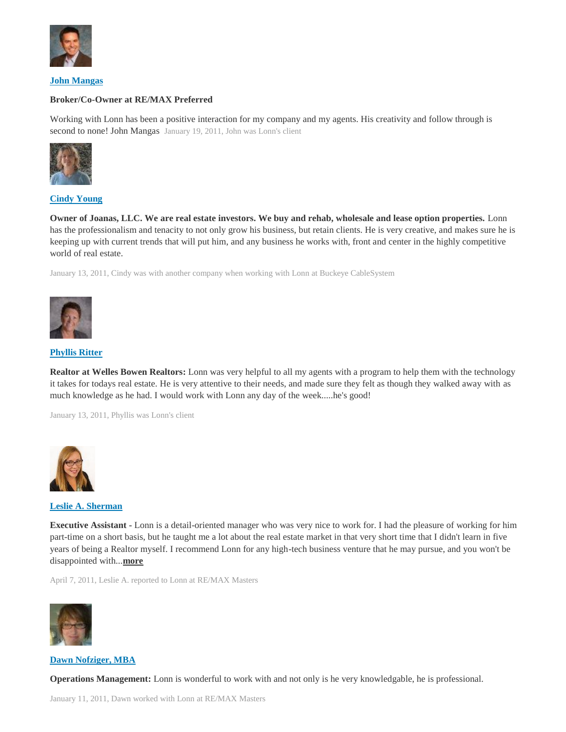[John Mangas](#)

**Broker/Co-Owner at RE/MAX Preferred**

Working with Lonn has been a positive interaction for my company and my agents. His creativity and follow through is second to none! John Mangas January 19, 2011, John was Lonn's client

[Cindy Young](#)

**Owner of Joanas, LLC. We are real estate investors. We buy and rehab, wholesale and lease option properties.** Lonn has the professionalism and tenacity to not only grow his business, but retain clients. He is very creative, and makes sure he is keeping up with current trends that will put him, and any business he works with, front and center in the highly competitive world of real estate.

January 13, 2011, Cindy was with another company when working with Lonn at Buckeye CableSystem

[Phyllis Ritter](#)

**Realtor at Welles Bowen Realtors:** Lonn was very helpful to all my agents with a program to help them with the technology it takes for todays real estate. He is very attentive to their needs, and made sure they felt as though they walked away with as much knowledge as he had. I would work with Lonn any day of the week.....he's good!

January 13, 2011, Phyllis was Lonn's client

[Leslie A. Sherman](#)

**Executive Assistant -** Lonn is a detail-oriented manager who was very nice to work for. I had the pleasure of working for him part-time on a short basis, but he taught me a lot about the real estate market in that very short time that I didn't learn in five years of being a Realtor myself. I recommend Lonn for any high-tech business venture that he may pursue, and you won't be disappointed with...**more**

April 7, 2011, Leslie A. reported to Lonn at RE/MAX Masters

[Dawn Nofziger, MBA](#)

**Operations Management:** Lonn is wonderful to work with and not only is he very knowledgable, he is professional.

January 11, 2011, Dawn worked with Lonn at RE/MAX Masters